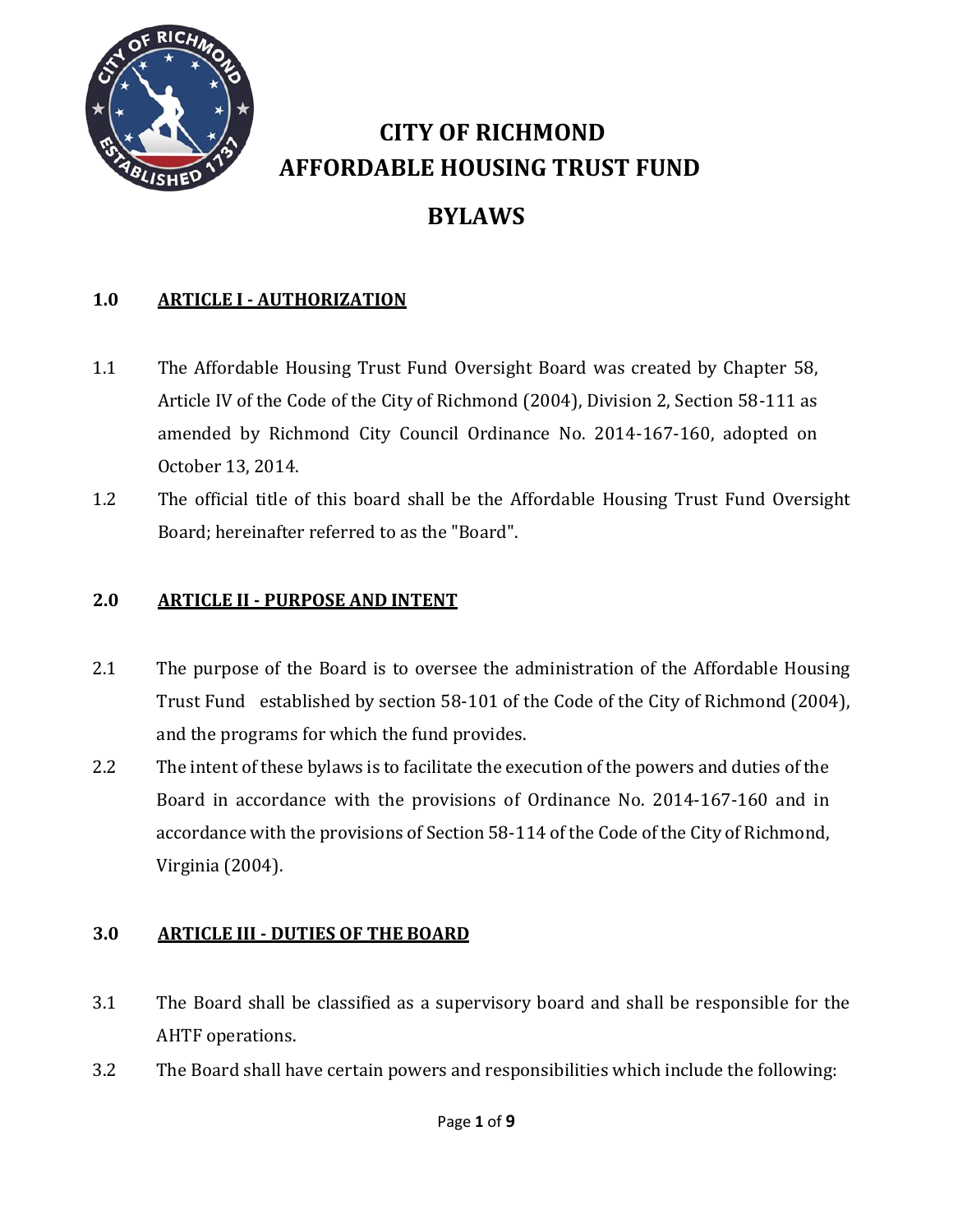# CITY OF RICHMOND
# AFFORDABLE HOUSING TRUST FUND
# BYLAWS

## 1.0 ARTICLE I - AUTHORIZATION

1.1 The Affordable Housing Trust Fund Oversight Board was created by Chapter 58, Article IV of the Code of the City of Richmond (2004), Division 2, Section 58-111 as amended by Richmond City Council Ordinance No. 2014-167-160, adopted on October 13, 2014.

1.2 The official title of this board shall be the Affordable Housing Trust Fund Oversight Board; hereinafter referred to as the "Board".

## 2.0 ARTICLE II - PURPOSE AND INTENT

2.1 The purpose of the Board is to oversee the administration of the Affordable Housing Trust Fund established by section 58-101 of the Code of the City of Richmond (2004), and the programs for which the fund provides.

2.2 The intent of these bylaws is to facilitate the execution of the powers and duties of the Board in accordance with the provisions of Ordinance No. 2014-167-160 and in accordance with the provisions of Section 58-114 of the Code of the City of Richmond, Virginia (2004).

## 3.0 ARTICLE III - DUTIES OF THE BOARD

3.1 The Board shall be classified as a supervisory board and shall be responsible for the AHTF operations.

3.2 The Board shall have certain powers and responsibilities which include the following: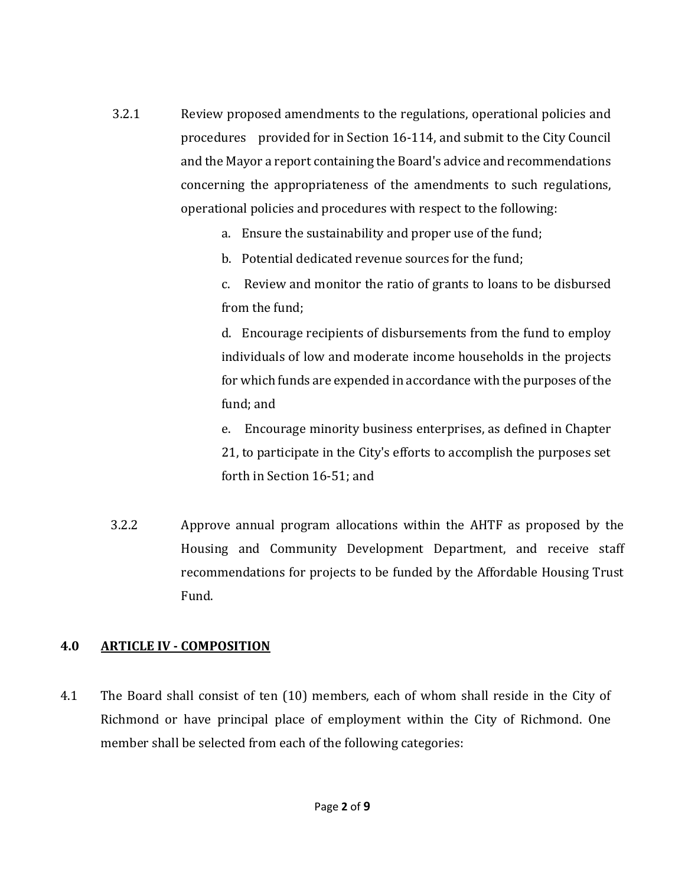3.2.1 Review proposed amendments to the regulations, operational policies and procedures provided for in Section 16-114, and submit to the City Council and the Mayor a report containing the Board's advice and recommendations concerning the appropriateness of the amendments to such regulations, operational policies and procedures with respect to the following:

a. Ensure the sustainability and proper use of the fund;

b. Potential dedicated revenue sources for the fund;

c. Review and monitor the ratio of grants to loans to be disbursed from the fund;

d. Encourage recipients of disbursements from the fund to employ individuals of low and moderate income households in the projects for which funds are expended in accordance with the purposes of the fund; and

e. Encourage minority business enterprises, as defined in Chapter 21, to participate in the City's efforts to accomplish the purposes set forth in Section 16-51; and

3.2.2 Approve annual program allocations within the AHTF as proposed by the Housing and Community Development Department, and receive staff recommendations for projects to be funded by the Affordable Housing Trust Fund.

## 4.0 ARTICLE IV - COMPOSITION

4.1 The Board shall consist of ten (10) members, each of whom shall reside in the City of Richmond or have principal place of employment within the City of Richmond. One member shall be selected from each of the following categories: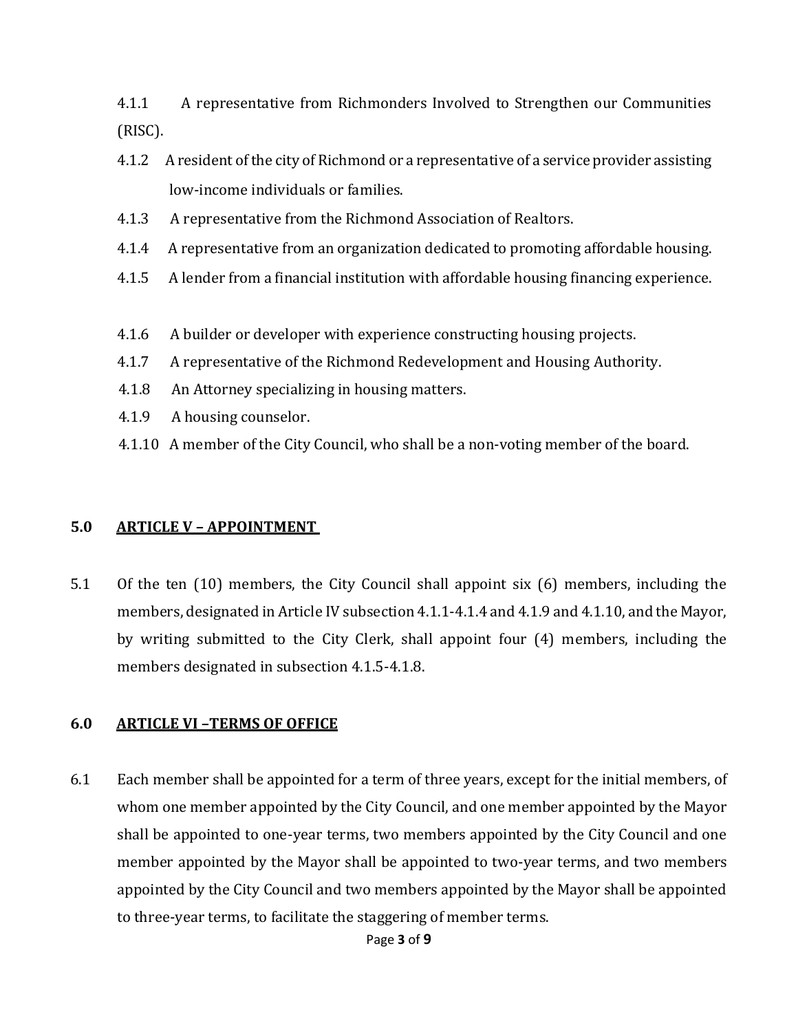4.1.1 A representative from Richmonders Involved to Strengthen our Communities (RISC).

4.1.2 A resident of the city of Richmond or a representative of a service provider assisting low-income individuals or families.

4.1.3 A representative from the Richmond Association of Realtors.

4.1.4 A representative from an organization dedicated to promoting affordable housing.

4.1.5 A lender from a financial institution with affordable housing financing experience.

4.1.6 A builder or developer with experience constructing housing projects.

4.1.7 A representative of the Richmond Redevelopment and Housing Authority.

4.1.8 An Attorney specializing in housing matters.

4.1.9 A housing counselor.

4.1.10 A member of the City Council, who shall be a non-voting member of the board.

## 5.0 ARTICLE V – APPOINTMENT

5.1 Of the ten (10) members, the City Council shall appoint six (6) members, including the members, designated in Article IV subsection 4.1.1-4.1.4 and 4.1.9 and 4.1.10, and the Mayor, by writing submitted to the City Clerk, shall appoint four (4) members, including the members designated in subsection 4.1.5-4.1.8.

## 6.0 ARTICLE VI –TERMS OF OFFICE

6.1 Each member shall be appointed for a term of three years, except for the initial members, of whom one member appointed by the City Council, and one member appointed by the Mayor shall be appointed to one-year terms, two members appointed by the City Council and one member appointed by the Mayor shall be appointed to two-year terms, and two members appointed by the City Council and two members appointed by the Mayor shall be appointed to three-year terms, to facilitate the staggering of member terms.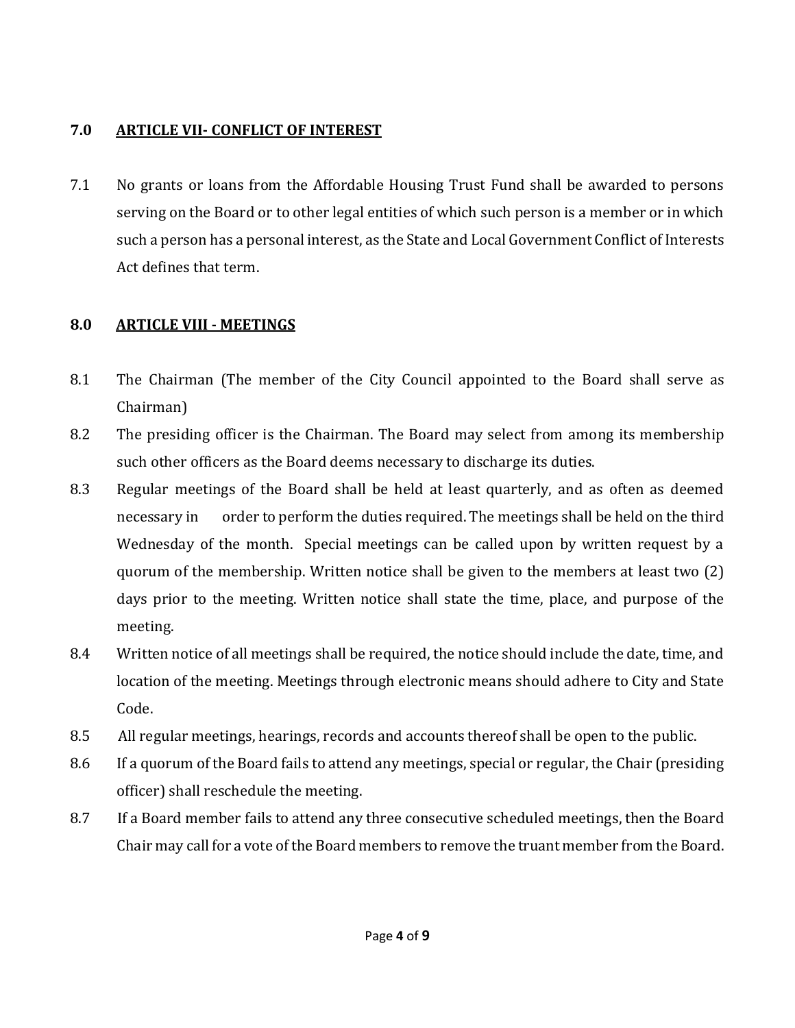## 7.0 ARTICLE VII- CONFLICT OF INTEREST

7.1 No grants or loans from the Affordable Housing Trust Fund shall be awarded to persons serving on the Board or to other legal entities of which such person is a member or in which such a person has a personal interest, as the State and Local Government Conflict of Interests Act defines that term.

## 8.0 ARTICLE VIII - MEETINGS

8.1 The Chairman (The member of the City Council appointed to the Board shall serve as Chairman)

8.2 The presiding officer is the Chairman. The Board may select from among its membership such other officers as the Board deems necessary to discharge its duties.

8.3 Regular meetings of the Board shall be held at least quarterly, and as often as deemed necessary in order to perform the duties required. The meetings shall be held on the third Wednesday of the month. Special meetings can be called upon by written request by a quorum of the membership. Written notice shall be given to the members at least two (2) days prior to the meeting. Written notice shall state the time, place, and purpose of the meeting.

8.4 Written notice of all meetings shall be required, the notice should include the date, time, and location of the meeting. Meetings through electronic means should adhere to City and State Code.

8.5 All regular meetings, hearings, records and accounts thereof shall be open to the public.

8.6 If a quorum of the Board fails to attend any meetings, special or regular, the Chair (presiding officer) shall reschedule the meeting.

8.7 If a Board member fails to attend any three consecutive scheduled meetings, then the Board Chair may call for a vote of the Board members to remove the truant member from the Board.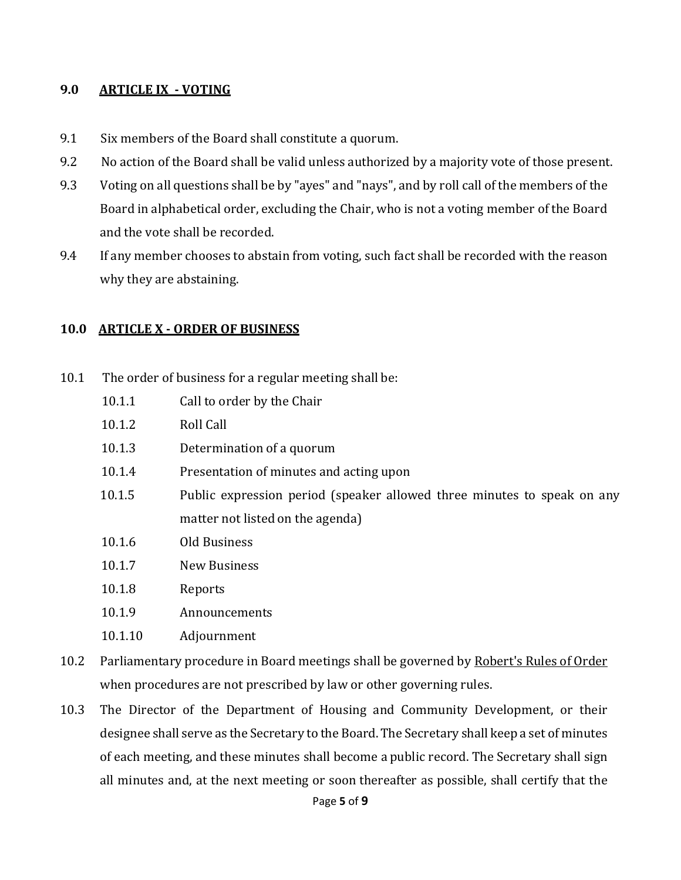## 9.0 ARTICLE IX - VOTING

9.1 Six members of the Board shall constitute a quorum.

9.2 No action of the Board shall be valid unless authorized by a majority vote of those present.

9.3 Voting on all questions shall be by "ayes" and "nays", and by roll call of the members of the Board in alphabetical order, excluding the Chair, who is not a voting member of the Board and the vote shall be recorded.

9.4 If any member chooses to abstain from voting, such fact shall be recorded with the reason why they are abstaining.

## 10.0 ARTICLE X - ORDER OF BUSINESS

10.1 The order of business for a regular meeting shall be:

- 10.1.1 Call to order by the Chair
- 10.1.2 Roll Call
- 10.1.3 Determination of a quorum
- 10.1.4 Presentation of minutes and acting upon
- 10.1.5 Public expression period (speaker allowed three minutes to speak on any matter not listed on the agenda)
- 10.1.6 Old Business
- 10.1.7 New Business
- 10.1.8 Reports
- 10.1.9 Announcements
- 10.1.10 Adjournment

10.2 Parliamentary procedure in Board meetings shall be governed by Robert's Rules of Order when procedures are not prescribed by law or other governing rules.

10.3 The Director of the Department of Housing and Community Development, or their designee shall serve as the Secretary to the Board. The Secretary shall keep a set of minutes of each meeting, and these minutes shall become a public record. The Secretary shall sign all minutes and, at the next meeting or soon thereafter as possible, shall certify that the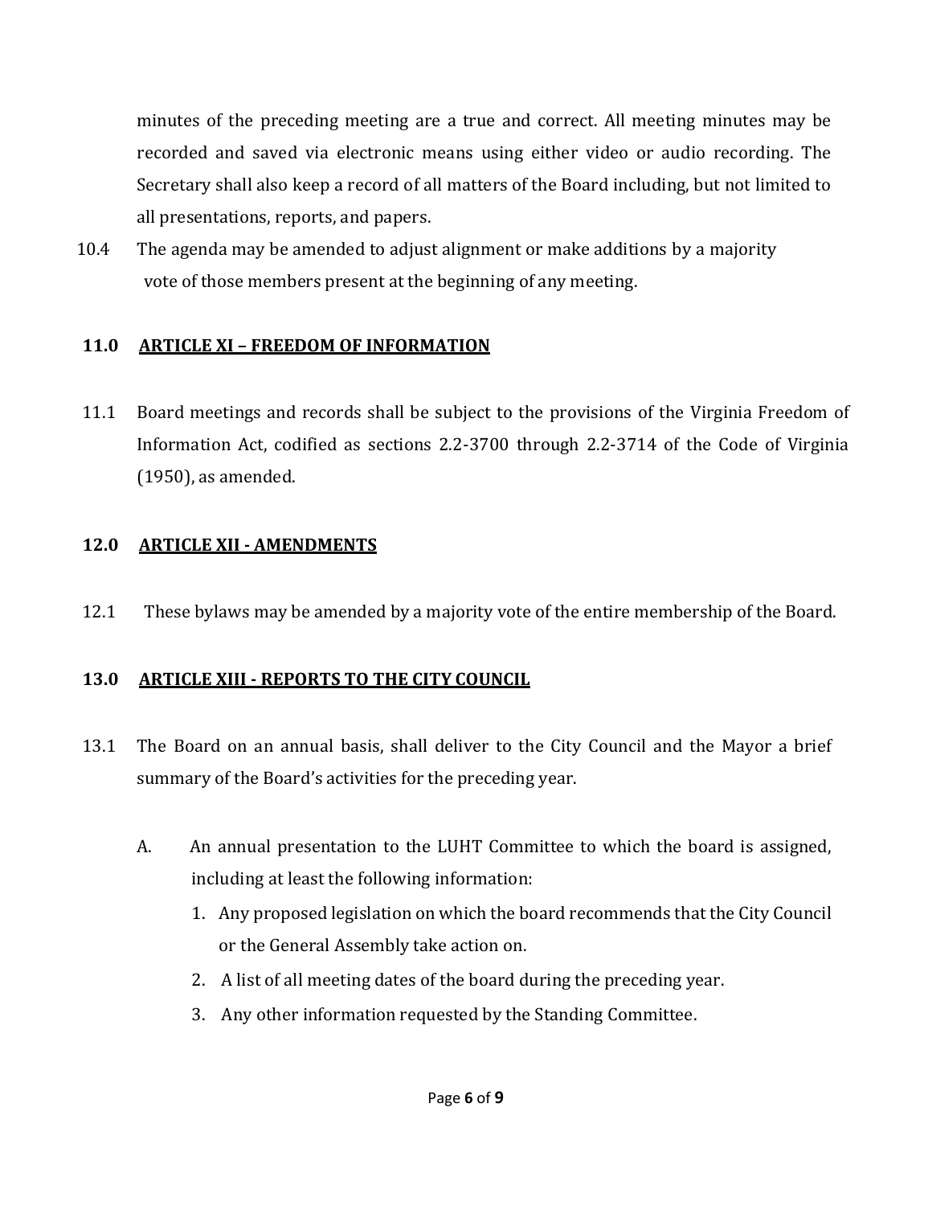minutes of the preceding meeting are a true and correct. All meeting minutes may be recorded and saved via electronic means using either video or audio recording. The Secretary shall also keep a record of all matters of the Board including, but not limited to all presentations, reports, and papers.

10.4 The agenda may be amended to adjust alignment or make additions by a majority vote of those members present at the beginning of any meeting.

## 11.0 ARTICLE XI – FREEDOM OF INFORMATION

11.1 Board meetings and records shall be subject to the provisions of the Virginia Freedom of Information Act, codified as sections 2.2-3700 through 2.2-3714 of the Code of Virginia (1950), as amended.

## 12.0 ARTICLE XII - AMENDMENTS

12.1 These bylaws may be amended by a majority vote of the entire membership of the Board.

## 13.0 ARTICLE XIII - REPORTS TO THE CITY COUNCIL

13.1 The Board on an annual basis, shall deliver to the City Council and the Mayor a brief summary of the Board's activities for the preceding year.

A. An annual presentation to the LUHT Committee to which the board is assigned, including at least the following information:

1. Any proposed legislation on which the board recommends that the City Council or the General Assembly take action on.
2. A list of all meeting dates of the board during the preceding year.
3. Any other information requested by the Standing Committee.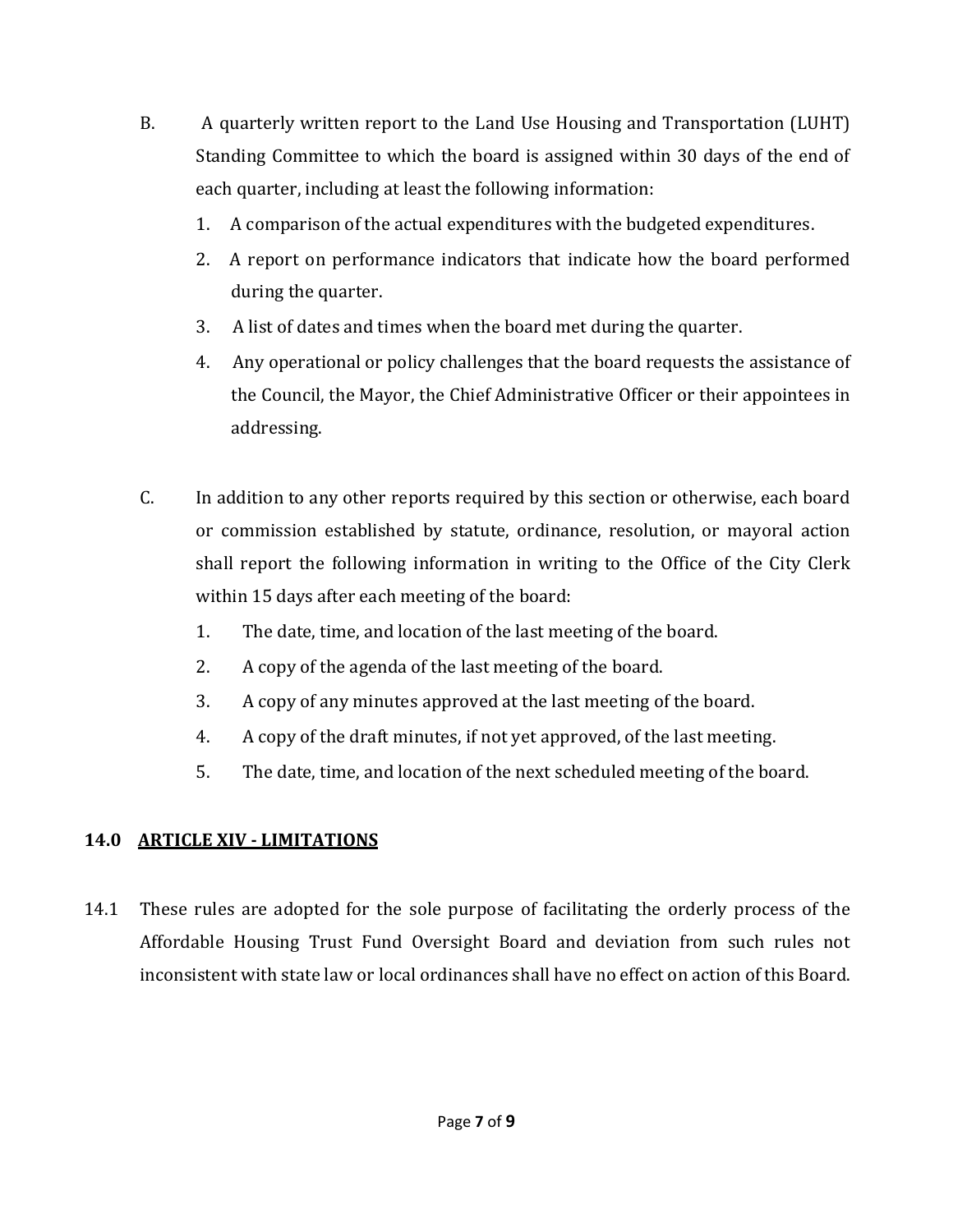B. A quarterly written report to the Land Use Housing and Transportation (LUHT) Standing Committee to which the board is assigned within 30 days of the end of each quarter, including at least the following information:

1. A comparison of the actual expenditures with the budgeted expenditures.
2. A report on performance indicators that indicate how the board performed during the quarter.
3. A list of dates and times when the board met during the quarter.
4. Any operational or policy challenges that the board requests the assistance of the Council, the Mayor, the Chief Administrative Officer or their appointees in addressing.

C. In addition to any other reports required by this section or otherwise, each board or commission established by statute, ordinance, resolution, or mayoral action shall report the following information in writing to the Office of the City Clerk within 15 days after each meeting of the board:

1. The date, time, and location of the last meeting of the board.
2. A copy of the agenda of the last meeting of the board.
3. A copy of any minutes approved at the last meeting of the board.
4. A copy of the draft minutes, if not yet approved, of the last meeting.
5. The date, time, and location of the next scheduled meeting of the board.

## 14.0 ARTICLE XIV - LIMITATIONS

14.1 These rules are adopted for the sole purpose of facilitating the orderly process of the Affordable Housing Trust Fund Oversight Board and deviation from such rules not inconsistent with state law or local ordinances shall have no effect on action of this Board.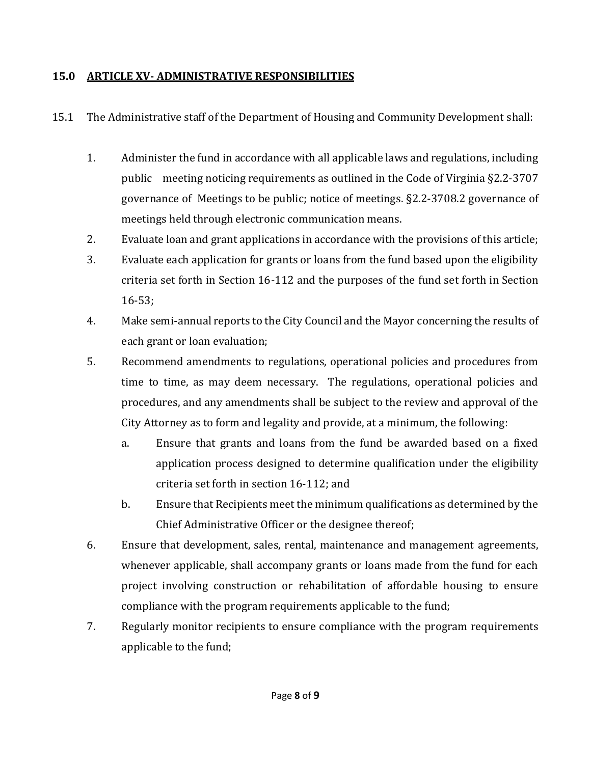## 15.0 ARTICLE XV- ADMINISTRATIVE RESPONSIBILITIES

15.1 The Administrative staff of the Department of Housing and Community Development shall:

1. Administer the fund in accordance with all applicable laws and regulations, including public meeting noticing requirements as outlined in the Code of Virginia §2.2-3707 governance of Meetings to be public; notice of meetings. §2.2-3708.2 governance of meetings held through electronic communication means.
2. Evaluate loan and grant applications in accordance with the provisions of this article;
3. Evaluate each application for grants or loans from the fund based upon the eligibility criteria set forth in Section 16-112 and the purposes of the fund set forth in Section 16-53;
4. Make semi-annual reports to the City Council and the Mayor concerning the results of each grant or loan evaluation;
5. Recommend amendments to regulations, operational policies and procedures from time to time, as may deem necessary. The regulations, operational policies and procedures, and any amendments shall be subject to the review and approval of the City Attorney as to form and legality and provide, at a minimum, the following:
   a. Ensure that grants and loans from the fund be awarded based on a fixed application process designed to determine qualification under the eligibility criteria set forth in section 16-112; and
   b. Ensure that Recipients meet the minimum qualifications as determined by the Chief Administrative Officer or the designee thereof;
6. Ensure that development, sales, rental, maintenance and management agreements, whenever applicable, shall accompany grants or loans made from the fund for each project involving construction or rehabilitation of affordable housing to ensure compliance with the program requirements applicable to the fund;
7. Regularly monitor recipients to ensure compliance with the program requirements applicable to the fund;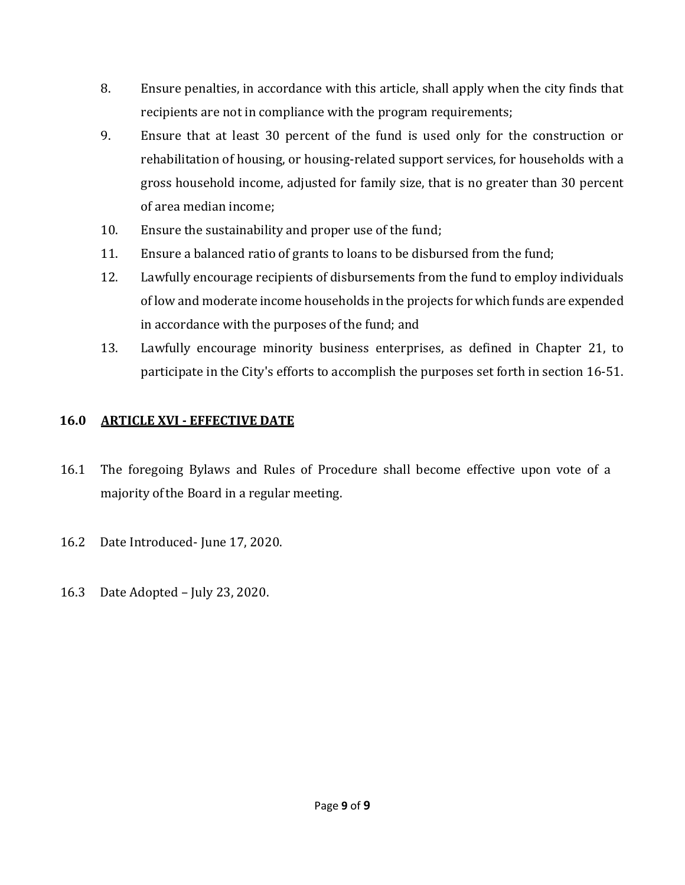8. Ensure penalties, in accordance with this article, shall apply when the city finds that recipients are not in compliance with the program requirements;
9. Ensure that at least 30 percent of the fund is used only for the construction or rehabilitation of housing, or housing-related support services, for households with a gross household income, adjusted for family size, that is no greater than 30 percent of area median income;
10. Ensure the sustainability and proper use of the fund;
11. Ensure a balanced ratio of grants to loans to be disbursed from the fund;
12. Lawfully encourage recipients of disbursements from the fund to employ individuals of low and moderate income households in the projects for which funds are expended in accordance with the purposes of the fund; and
13. Lawfully encourage minority business enterprises, as defined in Chapter 21, to participate in the City's efforts to accomplish the purposes set forth in section 16-51.

## 16.0 <u>ARTICLE XVI - EFFECTIVE DATE</u>

16.1 The foregoing Bylaws and Rules of Procedure shall become effective upon vote of a majority of the Board in a regular meeting.

16.2 Date Introduced- June 17, 2020.

16.3 Date Adopted – July 23, 2020.